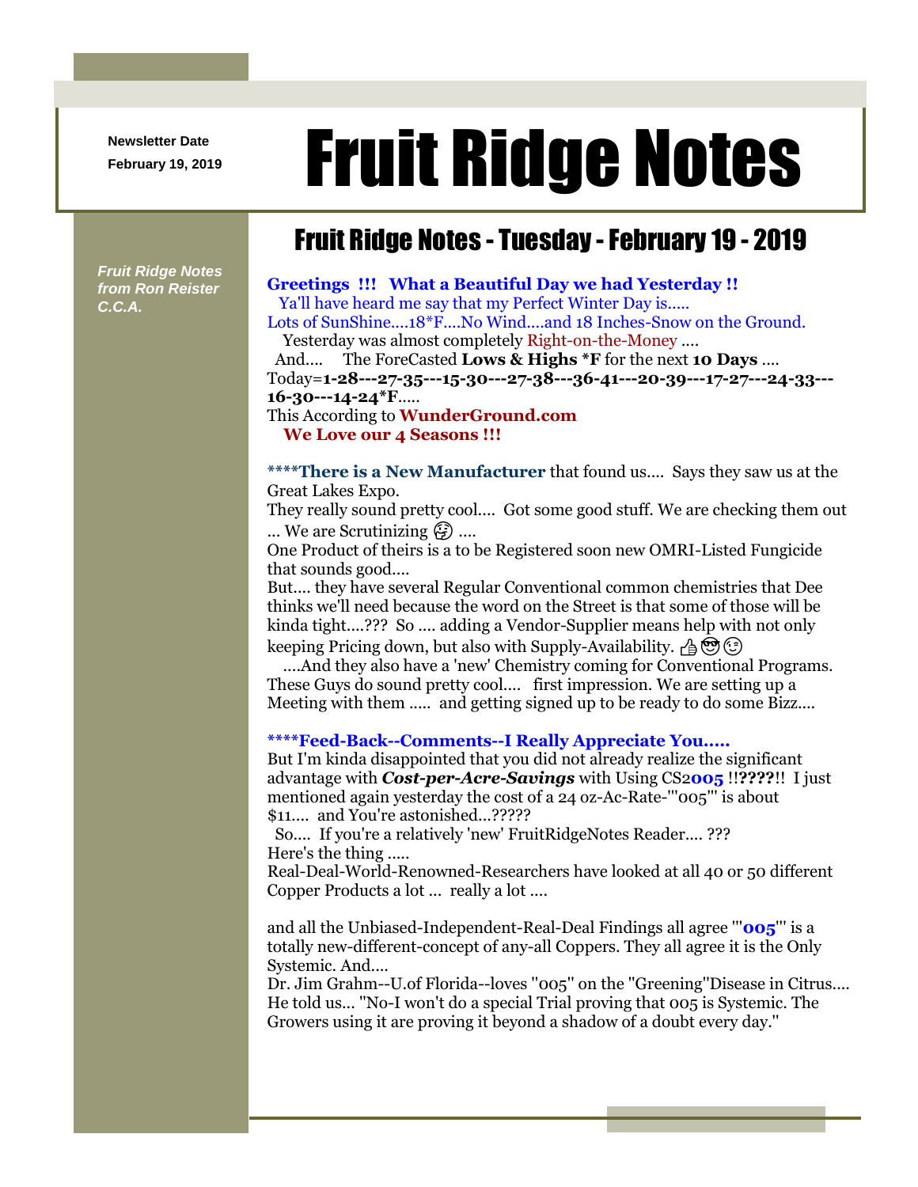Newsletter Date
February 19, 2019

# Fruit Ridge Notes

## Fruit Ridge Notes - Tuesday - February 19 - 2019

***Fruit Ridge Notes from Ron Reister C.C.A.***

**Greetings !!! What a Beautiful Day we had Yesterday !!**
Ya'll have heard me say that my Perfect Winter Day is.....
Lots of SunShine....18*F....No Wind....and 18 Inches-Snow on the Ground.
Yesterday was almost completely Right-on-the-Money ....
And.... The ForeCasted **Lows & Highs *F** for the next **10 Days** ....
Today=**1-28---27-35---15-30---27-38---36-41---20-39---17-27---24-33---16-30---14-24*F**.....
This According to **WunderGround.com**
**We Love our 4 Seasons !!!**

****\*There is a New Manufacturer** that found us.... Says they saw us at the Great Lakes Expo.
They really sound pretty cool.... Got some good stuff. We are checking them out ... We are Scrutinizing 🤔 ....
One Product of theirs is a to be Registered soon new OMRI-Listed Fungicide that sounds good....
But.... they have several Regular Conventional common chemistries that Dee thinks we'll need because the word on the Street is that some of those will be kinda tight....??? So .... adding a Vendor-Supplier means help with not only keeping Pricing down, but also with Supply-Availability. 👍😎😉
....And they also have a 'new' Chemistry coming for Conventional Programs. These Guys do sound pretty cool.... first impression. We are setting up a Meeting with them ..... and getting signed up to be ready to do some Bizz....

**\*\*\*\*Feed-Back--Comments--I Really Appreciate You.....**
But I'm kinda disappointed that you did not already realize the significant advantage with ***Cost-per-Acre-Savings*** with Using CS2**005** !!**????**!! I just mentioned again yesterday the cost of a 24 oz-Ac-Rate-'"005"' is about $11.... and You're astonished...?????
So.... If you're a relatively 'new' FruitRidgeNotes Reader.... ???
Here's the thing .....
Real-Deal-World-Renowned-Researchers have looked at all 40 or 50 different Copper Products a lot ... really a lot ....

and all the Unbiased-Independent-Real-Deal Findings all agree '"**005**"' is a totally new-different-concept of any-all Coppers. They all agree it is the Only Systemic. And....
Dr. Jim Grahm--U.of Florida--loves "005" on the "Greening"Disease in Citrus.... He told us... "No-I won't do a special Trial proving that 005 is Systemic. The Growers using it are proving it beyond a shadow of a doubt every day."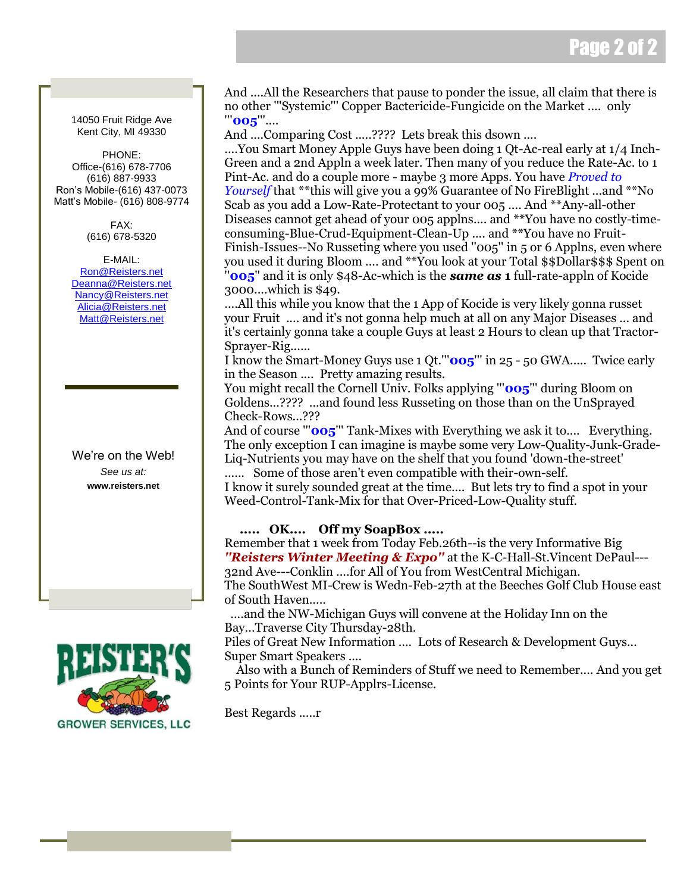14050 Fruit Ridge Ave
Kent City, MI 49330

PHONE:
Office-(616) 678-7706
(616) 887-9933
Ron's Mobile-(616) 437-0073
Matt's Mobile- (616) 808-9774

FAX:
(616) 678-5320

E-MAIL:
Ron@Reisters.net
Deanna@Reisters.net
Nancy@Reisters.net
Alicia@Reisters.net
Matt@Reisters.net

We're on the Web!
*See us at:*
**www.reisters.net**

REISTER'S
GROWER SERVICES, LLC

And ....All the Researchers that pause to ponder the issue, all claim that there is no other '''Systemic''' Copper Bactericide-Fungicide on the Market .... only '''**005**'''....

And ....Comparing Cost .....???? Lets break this dsown ....

....You Smart Money Apple Guys have been doing 1 Qt-Ac-real early at 1/4 Inch-Green and a 2nd Appln a week later. Then many of you reduce the Rate-Ac. to 1 Pint-Ac. and do a couple more - maybe 3 more Apps. You have *Proved to Yourself* that **this will give you a 99% Guarantee of No FireBlight ...and **No Scab as you add a Low-Rate-Protectant to your 005 .... And **Any-all-other Diseases cannot get ahead of your 005 applns.... and **You have no costly-time-consuming-Blue-Crud-Equipment-Clean-Up .... and **You have no Fruit-Finish-Issues--No Russeting where you used "005" in 5 or 6 Applns, even where you used it during Bloom .... and **You look at your Total $$Dollar$$$ Spent on "**005**" and it is only $48-Ac-which is the ***same as*** **1** full-rate-appln of Kocide 3000....which is $49.

....All this while you know that the 1 App of Kocide is very likely gonna russet your Fruit .... and it's not gonna help much at all on any Major Diseases ... and it's certainly gonna take a couple Guys at least 2 Hours to clean up that Tractor-Sprayer-Rig......

I know the Smart-Money Guys use 1 Qt.'''**005**''' in 25 - 50 GWA..... Twice early in the Season .... Pretty amazing results.

You might recall the Cornell Univ. Folks applying '''**005**''' during Bloom on Goldens...???? ...and found less Russeting on those than on the UnSprayed Check-Rows...???

And of course '''**005**''' Tank-Mixes with Everything we ask it to.... Everything. The only exception I can imagine is maybe some very Low-Quality-Junk-Grade-Liq-Nutrients you may have on the shelf that you found 'down-the-street' ...... Some of those aren't even compatible with their-own-self.

I know it surely sounded great at the time.... But lets try to find a spot in your Weed-Control-Tank-Mix for that Over-Priced-Low-Quality stuff.

**..... OK.... Off my SoapBox .....**

Remember that 1 week from Today Feb.26th--is the very Informative Big ***"Reisters Winter Meeting & Expo"*** at the K-C-Hall-St.Vincent DePaul---32nd Ave---Conklin ....for All of You from WestCentral Michigan.

The SouthWest MI-Crew is Wedn-Feb-27th at the Beeches Golf Club House east of South Haven.....

....and the NW-Michigan Guys will convene at the Holiday Inn on the Bay...Traverse City Thursday-28th.

Piles of Great New Information .... Lots of Research & Development Guys... Super Smart Speakers ....

Also with a Bunch of Reminders of Stuff we need to Remember.... And you get 5 Points for Your RUP-Applrs-License.

Best Regards .....r